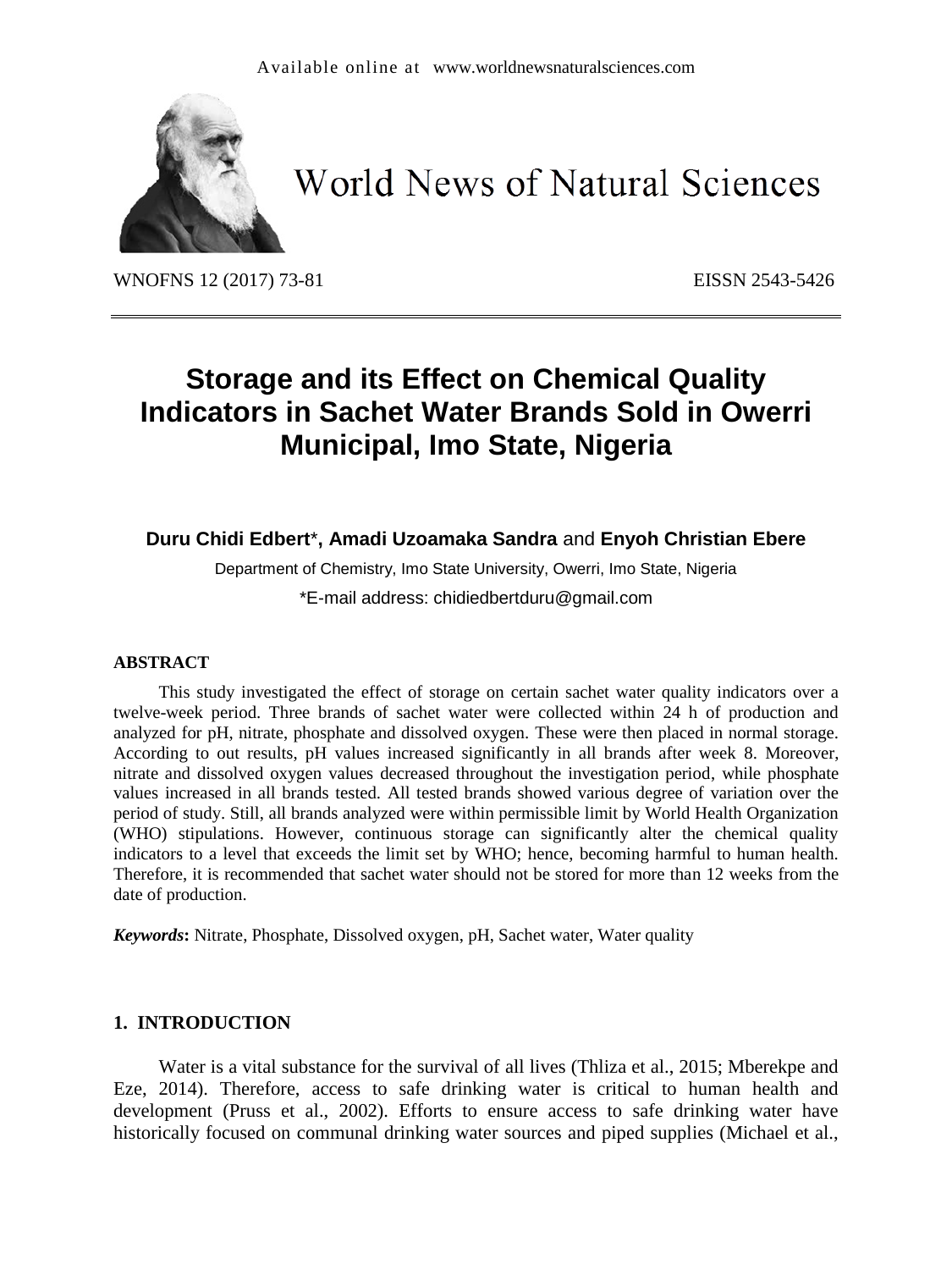# Storage and its Effect on Chemical Quality Indicators in Sachet Water Brands Sold in Owerri Municipal, Imo State, Nigeria

**Duru Chidi Edbert*, Amadi Uzoamaka Sandra** and **Enyoh Christian Ebere**

Department of Chemistry, Imo State University, Owerri, Imo State, Nigeria

*E-mail address: chidiedbertduru@gmail.com

## ABSTRACT

This study investigated the effect of storage on certain sachet water quality indicators over a twelve-week period. Three brands of sachet water were collected within 24 h of production and analyzed for pH, nitrate, phosphate and dissolved oxygen. These were then placed in normal storage. According to out results, pH values increased significantly in all brands after week 8. Moreover, nitrate and dissolved oxygen values decreased throughout the investigation period, while phosphate values increased in all brands tested. All tested brands showed various degree of variation over the period of study. Still, all brands analyzed were within permissible limit by World Health Organization (WHO) stipulations. However, continuous storage can significantly alter the chemical quality indicators to a level that exceeds the limit set by WHO; hence, becoming harmful to human health. Therefore, it is recommended that sachet water should not be stored for more than 12 weeks from the date of production.

***Keywords*:** Nitrate, Phosphate, Dissolved oxygen, pH, Sachet water, Water quality

## 1. INTRODUCTION

Water is a vital substance for the survival of all lives (Thliza et al., 2015; Mberekpe and Eze, 2014). Therefore, access to safe drinking water is critical to human health and development (Pruss et al., 2002). Efforts to ensure access to safe drinking water have historically focused on communal drinking water sources and piped supplies (Michael et al.,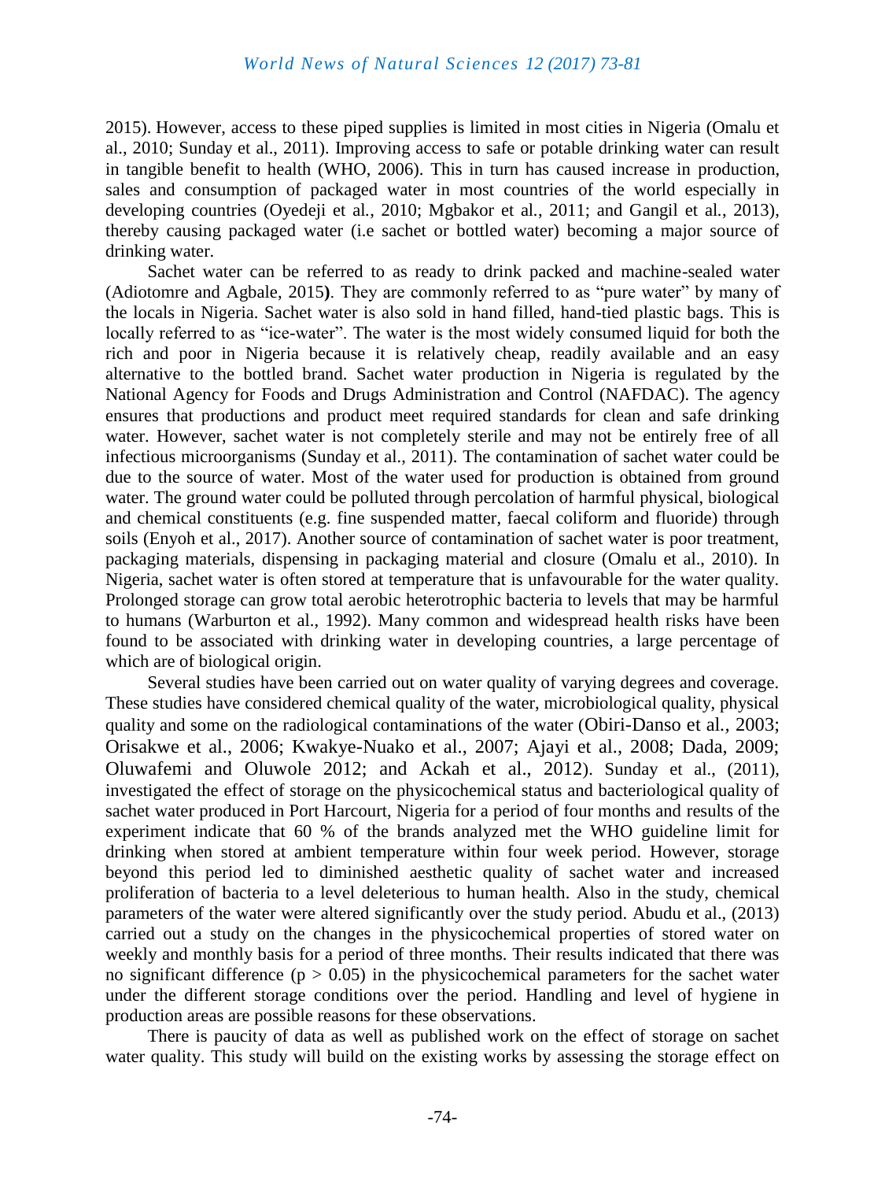2015). However, access to these piped supplies is limited in most cities in Nigeria (Omalu et al., 2010; Sunday et al., 2011). Improving access to safe or potable drinking water can result in tangible benefit to health (WHO, 2006). This in turn has caused increase in production, sales and consumption of packaged water in most countries of the world especially in developing countries (Oyedeji et al., 2010; Mgbakor et al., 2011; and Gangil et al., 2013), thereby causing packaged water (i.e sachet or bottled water) becoming a major source of drinking water.

Sachet water can be referred to as ready to drink packed and machine-sealed water (Adiotomre and Agbale, 2015**)**. They are commonly referred to as "pure water" by many of the locals in Nigeria. Sachet water is also sold in hand filled, hand-tied plastic bags. This is locally referred to as "ice-water". The water is the most widely consumed liquid for both the rich and poor in Nigeria because it is relatively cheap, readily available and an easy alternative to the bottled brand. Sachet water production in Nigeria is regulated by the National Agency for Foods and Drugs Administration and Control (NAFDAC). The agency ensures that productions and product meet required standards for clean and safe drinking water. However, sachet water is not completely sterile and may not be entirely free of all infectious microorganisms (Sunday et al., 2011). The contamination of sachet water could be due to the source of water. Most of the water used for production is obtained from ground water. The ground water could be polluted through percolation of harmful physical, biological and chemical constituents (e.g. fine suspended matter, faecal coliform and fluoride) through soils (Enyoh et al., 2017). Another source of contamination of sachet water is poor treatment, packaging materials, dispensing in packaging material and closure (Omalu et al., 2010). In Nigeria, sachet water is often stored at temperature that is unfavourable for the water quality. Prolonged storage can grow total aerobic heterotrophic bacteria to levels that may be harmful to humans (Warburton et al., 1992). Many common and widespread health risks have been found to be associated with drinking water in developing countries, a large percentage of which are of biological origin.

Several studies have been carried out on water quality of varying degrees and coverage. These studies have considered chemical quality of the water, microbiological quality, physical quality and some on the radiological contaminations of the water (Obiri-Danso et al., 2003; Orisakwe et al., 2006; Kwakye-Nuako et al., 2007; Ajayi et al., 2008; Dada, 2009; Oluwafemi and Oluwole 2012; and Ackah et al., 2012). Sunday et al., (2011), investigated the effect of storage on the physicochemical status and bacteriological quality of sachet water produced in Port Harcourt, Nigeria for a period of four months and results of the experiment indicate that 60 % of the brands analyzed met the WHO guideline limit for drinking when stored at ambient temperature within four week period. However, storage beyond this period led to diminished aesthetic quality of sachet water and increased proliferation of bacteria to a level deleterious to human health. Also in the study, chemical parameters of the water were altered significantly over the study period. Abudu et al., (2013) carried out a study on the changes in the physicochemical properties of stored water on weekly and monthly basis for a period of three months. Their results indicated that there was no significant difference ($p > 0.05$) in the physicochemical parameters for the sachet water under the different storage conditions over the period. Handling and level of hygiene in production areas are possible reasons for these observations.

There is paucity of data as well as published work on the effect of storage on sachet water quality. This study will build on the existing works by assessing the storage effect on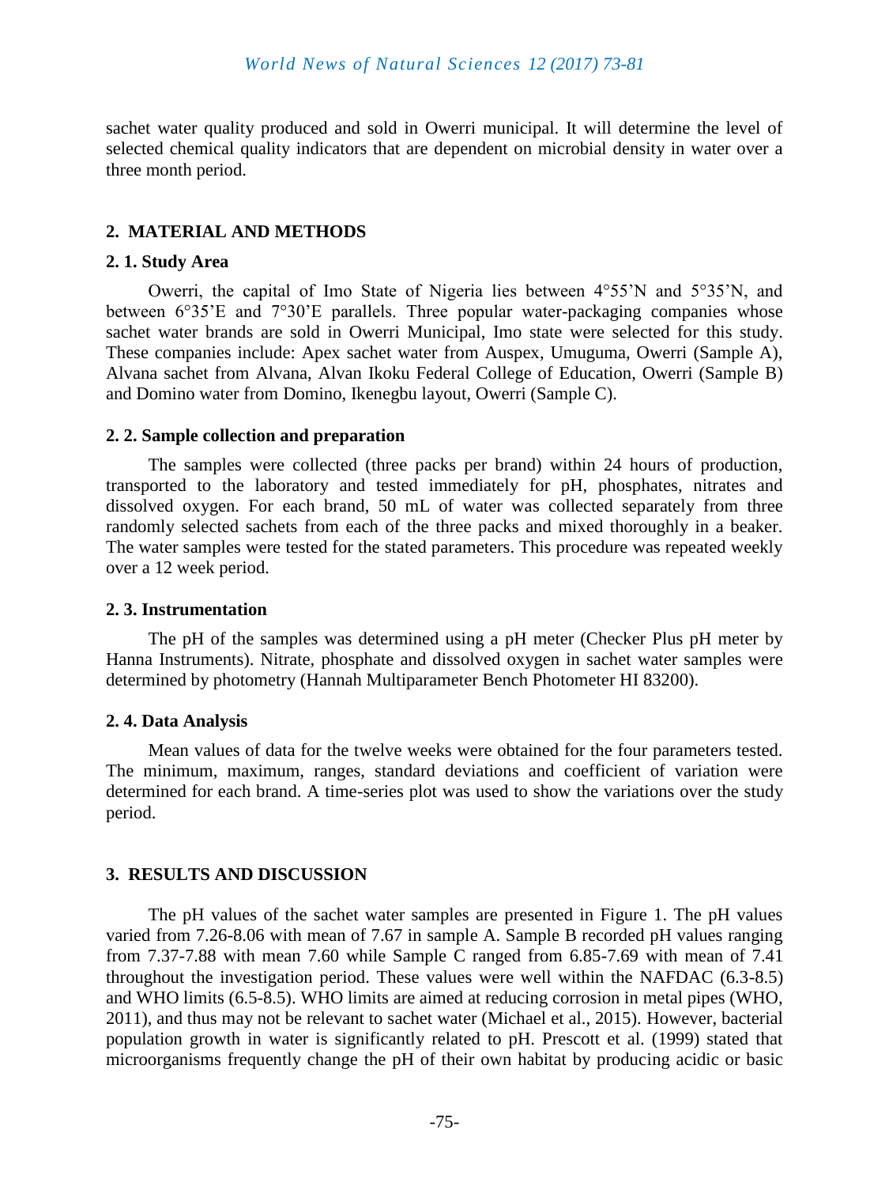sachet water quality produced and sold in Owerri municipal. It will determine the level of selected chemical quality indicators that are dependent on microbial density in water over a three month period.

## 2. MATERIAL AND METHODS

### 2. 1. Study Area

Owerri, the capital of Imo State of Nigeria lies between 4°55'N and 5°35'N, and between 6°35'E and 7°30'E parallels. Three popular water-packaging companies whose sachet water brands are sold in Owerri Municipal, Imo state were selected for this study. These companies include: Apex sachet water from Auspex, Umuguma, Owerri (Sample A), Alvana sachet from Alvana, Alvan Ikoku Federal College of Education, Owerri (Sample B) and Domino water from Domino, Ikenegbu layout, Owerri (Sample C).

### 2. 2. Sample collection and preparation

The samples were collected (three packs per brand) within 24 hours of production, transported to the laboratory and tested immediately for pH, phosphates, nitrates and dissolved oxygen. For each brand, 50 mL of water was collected separately from three randomly selected sachets from each of the three packs and mixed thoroughly in a beaker. The water samples were tested for the stated parameters. This procedure was repeated weekly over a 12 week period.

### 2. 3. Instrumentation

The pH of the samples was determined using a pH meter (Checker Plus pH meter by Hanna Instruments). Nitrate, phosphate and dissolved oxygen in sachet water samples were determined by photometry (Hannah Multiparameter Bench Photometer HI 83200).

### 2. 4. Data Analysis

Mean values of data for the twelve weeks were obtained for the four parameters tested. The minimum, maximum, ranges, standard deviations and coefficient of variation were determined for each brand. A time-series plot was used to show the variations over the study period.

## 3. RESULTS AND DISCUSSION

The pH values of the sachet water samples are presented in Figure 1. The pH values varied from 7.26-8.06 with mean of 7.67 in sample A. Sample B recorded pH values ranging from 7.37-7.88 with mean 7.60 while Sample C ranged from 6.85-7.69 with mean of 7.41 throughout the investigation period. These values were well within the NAFDAC (6.3-8.5) and WHO limits (6.5-8.5). WHO limits are aimed at reducing corrosion in metal pipes (WHO, 2011), and thus may not be relevant to sachet water (Michael et al., 2015). However, bacterial population growth in water is significantly related to pH. Prescott et al. (1999) stated that microorganisms frequently change the pH of their own habitat by producing acidic or basic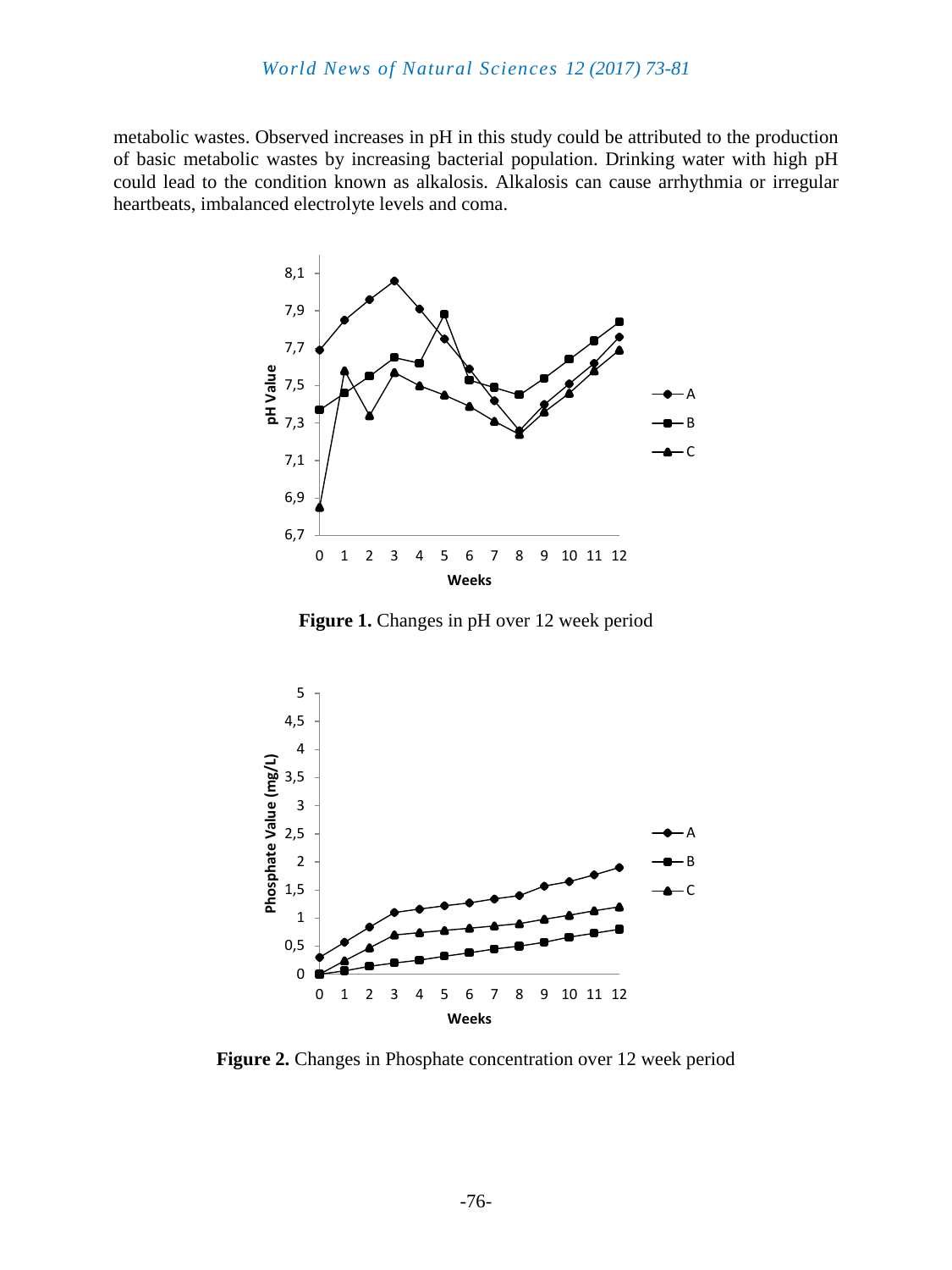metabolic wastes. Observed increases in pH in this study could be attributed to the production of basic metabolic wastes by increasing bacterial population. Drinking water with high pH could lead to the condition known as alkalosis. Alkalosis can cause arrhythmia or irregular heartbeats, imbalanced electrolyte levels and coma.

**Figure 1.** Changes in pH over 12 week period

**Figure 2.** Changes in Phosphate concentration over 12 week period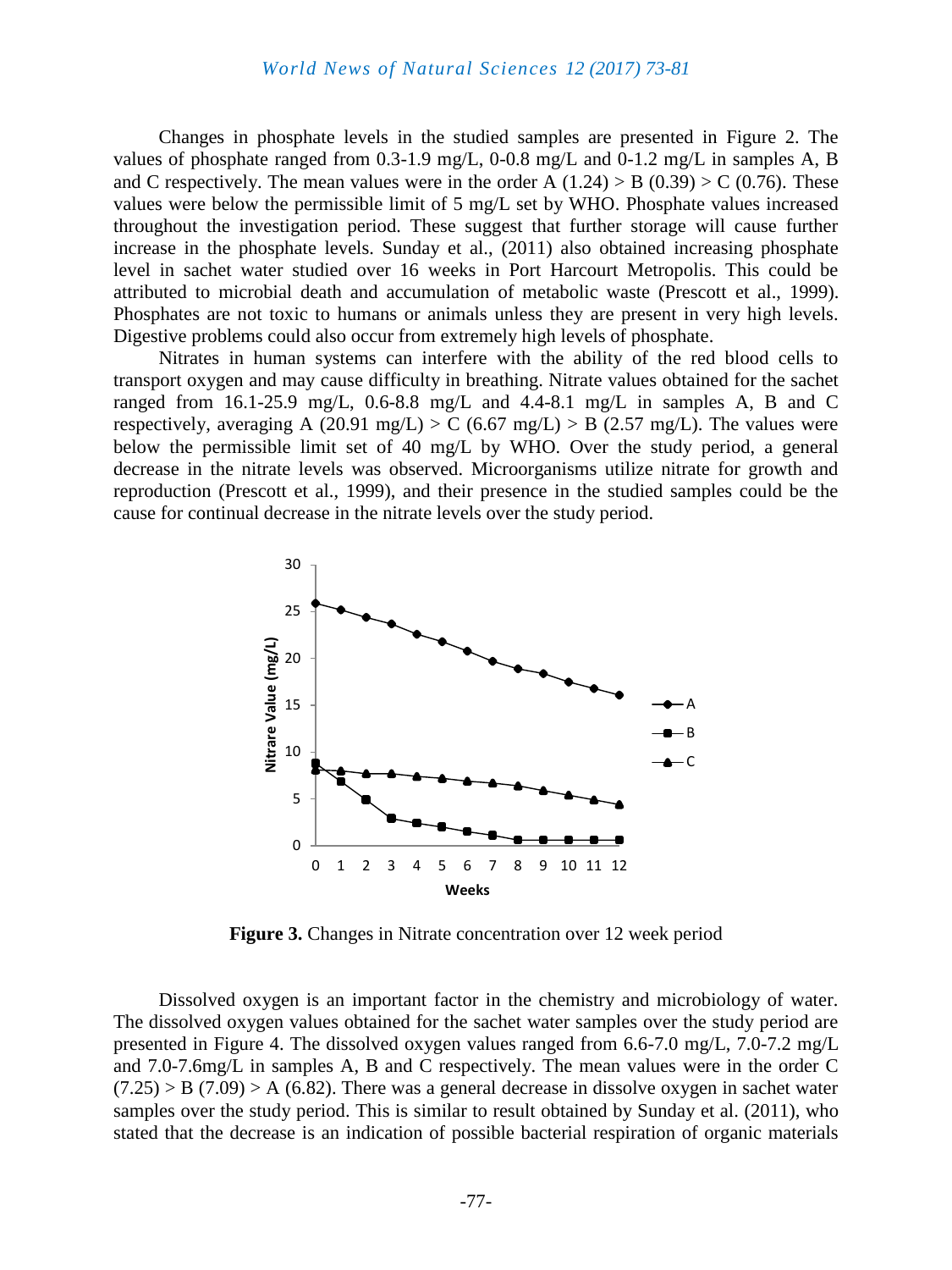Changes in phosphate levels in the studied samples are presented in Figure 2. The values of phosphate ranged from 0.3-1.9 mg/L, 0-0.8 mg/L and 0-1.2 mg/L in samples A, B and C respectively. The mean values were in the order A (1.24) > B (0.39) > C (0.76). These values were below the permissible limit of 5 mg/L set by WHO. Phosphate values increased throughout the investigation period. These suggest that further storage will cause further increase in the phosphate levels. Sunday et al., (2011) also obtained increasing phosphate level in sachet water studied over 16 weeks in Port Harcourt Metropolis. This could be attributed to microbial death and accumulation of metabolic waste (Prescott et al., 1999). Phosphates are not toxic to humans or animals unless they are present in very high levels. Digestive problems could also occur from extremely high levels of phosphate.

Nitrates in human systems can interfere with the ability of the red blood cells to transport oxygen and may cause difficulty in breathing. Nitrate values obtained for the sachet ranged from 16.1-25.9 mg/L, 0.6-8.8 mg/L and 4.4-8.1 mg/L in samples A, B and C respectively, averaging A (20.91 mg/L) > C (6.67 mg/L) > B (2.57 mg/L). The values were below the permissible limit set of 40 mg/L by WHO. Over the study period, a general decrease in the nitrate levels was observed. Microorganisms utilize nitrate for growth and reproduction (Prescott et al., 1999), and their presence in the studied samples could be the cause for continual decrease in the nitrate levels over the study period.

**Figure 3.** Changes in Nitrate concentration over 12 week period

Dissolved oxygen is an important factor in the chemistry and microbiology of water. The dissolved oxygen values obtained for the sachet water samples over the study period are presented in Figure 4. The dissolved oxygen values ranged from 6.6-7.0 mg/L, 7.0-7.2 mg/L and 7.0-7.6mg/L in samples A, B and C respectively. The mean values were in the order C (7.25) > B (7.09) > A (6.82). There was a general decrease in dissolve oxygen in sachet water samples over the study period. This is similar to result obtained by Sunday et al. (2011), who stated that the decrease is an indication of possible bacterial respiration of organic materials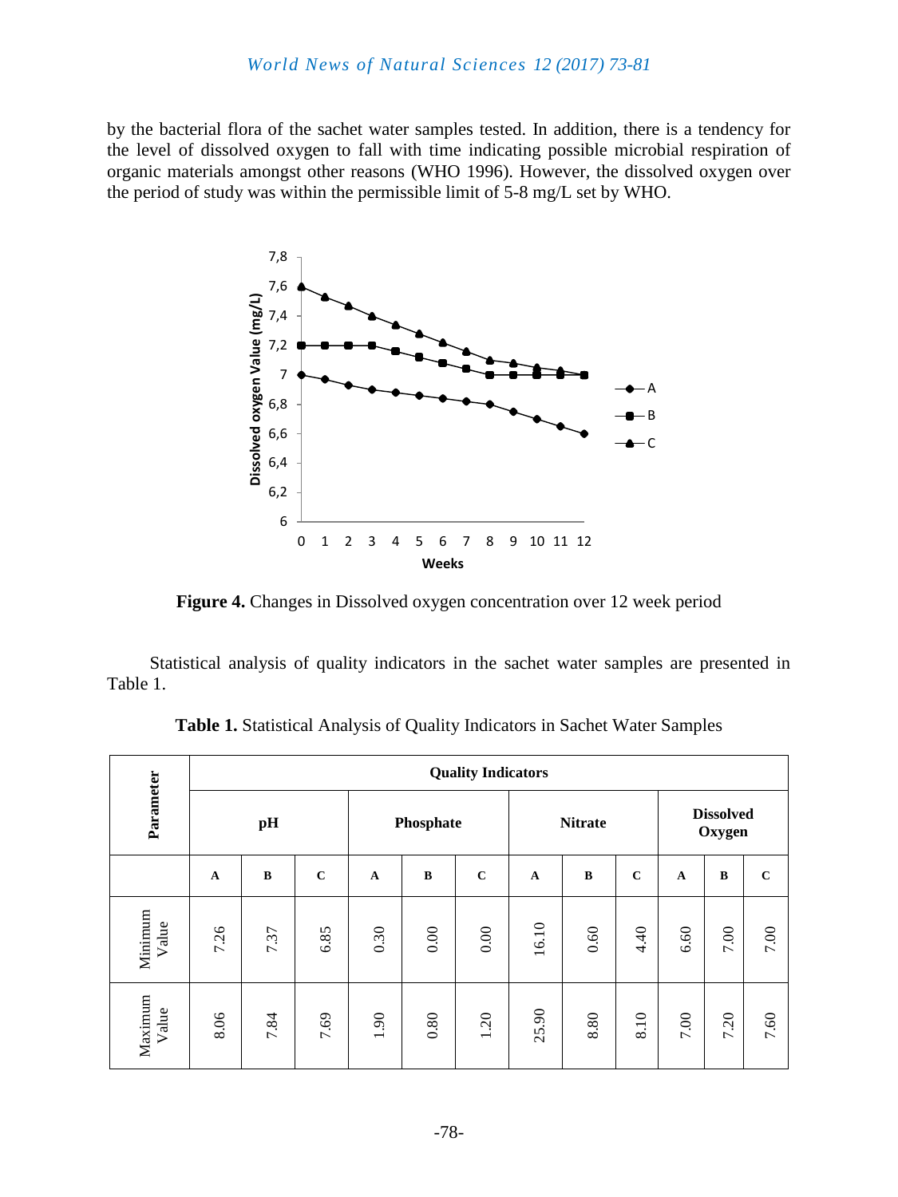by the bacterial flora of the sachet water samples tested. In addition, there is a tendency for the level of dissolved oxygen to fall with time indicating possible microbial respiration of organic materials amongst other reasons (WHO 1996). However, the dissolved oxygen over the period of study was within the permissible limit of 5-8 mg/L set by WHO.

**Figure 4.** Changes in Dissolved oxygen concentration over 12 week period

Statistical analysis of quality indicators in the sachet water samples are presented in Table 1.

**Table 1.** Statistical Analysis of Quality Indicators in Sachet Water Samples

| Parameter | Quality Indicators | | | | | | | | | | | |
|---|---|---|---|---|---|---|---|---|---|---|---|---|
| | pH | | | Phosphate | | | Nitrate | | | Dissolved Oxygen | | |
| | A | B | C | A | B | C | A | B | C | A | B | C |
| Minimum Value | 7.26 | 7.37 | 6.85 | 0.30 | 0.00 | 0.00 | 16.10 | 0.60 | 4.40 | 6.60 | 7.00 | 7.00 |
| Maximum Value | 8.06 | 7.84 | 7.69 | 1.90 | 0.80 | 1.20 | 25.90 | 8.80 | 8.10 | 7.00 | 7.20 | 7.60 |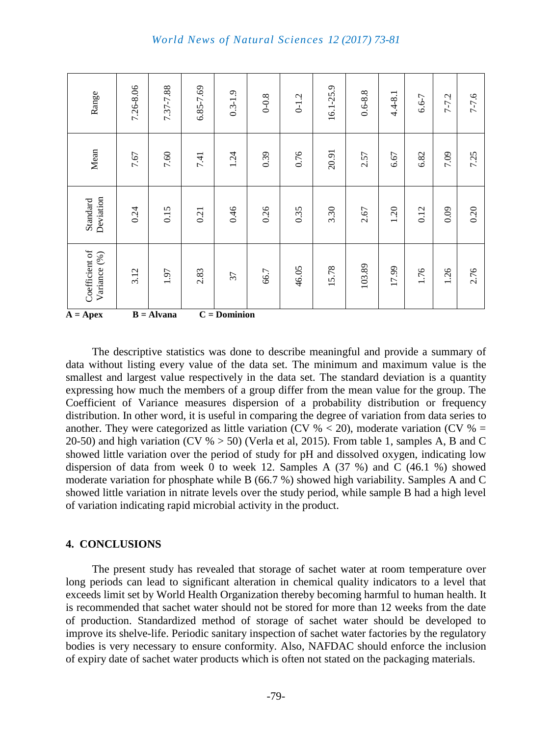| Coefficient of Variance (%) | Standard Deviation | Mean | Range |
|---|---|---|---|
| 3.12 | 0.24 | 7.67 | 7.26-8.06 |
| 1.97 | 0.15 | 7.60 | 7.37-7.88 |
| 2.83 | 0.21 | 7.41 | 6.85-7.69 |
| 37 | 0.46 | 1.24 | 0.3-1.9 |
| 66.7 | 0.26 | 0.39 | 0-0.8 |
| 46.05 | 0.35 | 0.76 | 0-1.2 |
| 15.78 | 3.30 | 20.91 | 16.1-25.9 |
| 103.89 | 2.67 | 2.57 | 0.6-8.8 |
| 17.99 | 1.20 | 6.67 | 4.4-8.1 |
| 1.76 | 0.12 | 6.82 | 6.6-7 |
| 1.26 | 0.09 | 7.09 | 7-7.2 |
| 2.76 | 0.20 | 7.25 | 7-7.6 |

**A = Apex** **B = Alvana** **C = Dominion**

The descriptive statistics was done to describe meaningful and provide a summary of data without listing every value of the data set. The minimum and maximum value is the smallest and largest value respectively in the data set. The standard deviation is a quantity expressing how much the members of a group differ from the mean value for the group. The Coefficient of Variance measures dispersion of a probability distribution or frequency distribution. In other word, it is useful in comparing the degree of variation from data series to another. They were categorized as little variation (CV % < 20), moderate variation (CV % = 20-50) and high variation (CV % > 50) (Verla et al, 2015). From table 1, samples A, B and C showed little variation over the period of study for pH and dissolved oxygen, indicating low dispersion of data from week 0 to week 12. Samples A (37 %) and C (46.1 %) showed moderate variation for phosphate while B (66.7 %) showed high variability. Samples A and C showed little variation in nitrate levels over the study period, while sample B had a high level of variation indicating rapid microbial activity in the product.

## 4. CONCLUSIONS

The present study has revealed that storage of sachet water at room temperature over long periods can lead to significant alteration in chemical quality indicators to a level that exceeds limit set by World Health Organization thereby becoming harmful to human health. It is recommended that sachet water should not be stored for more than 12 weeks from the date of production. Standardized method of storage of sachet water should be developed to improve its shelve-life. Periodic sanitary inspection of sachet water factories by the regulatory bodies is very necessary to ensure conformity. Also, NAFDAC should enforce the inclusion of expiry date of sachet water products which is often not stated on the packaging materials.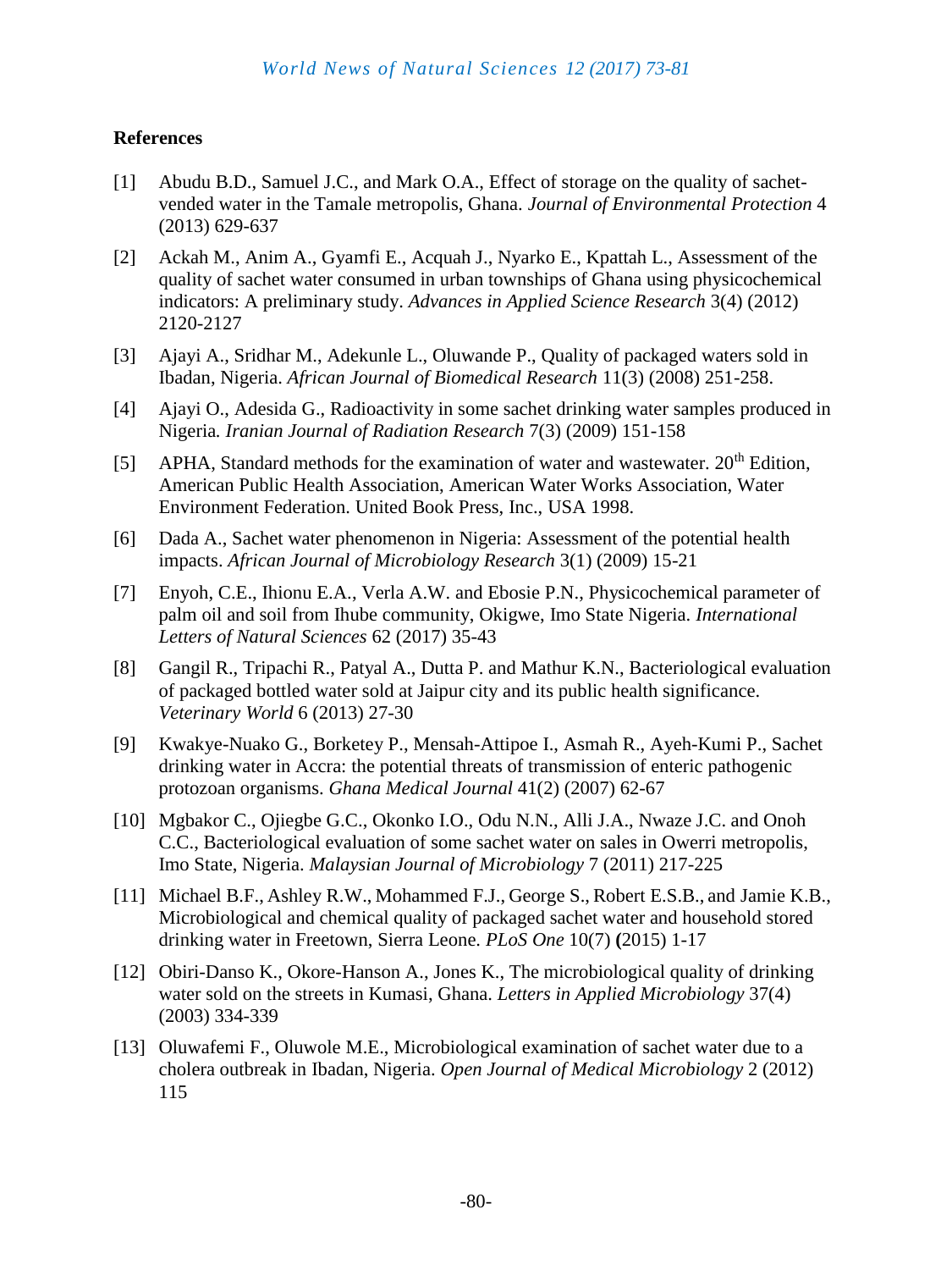## References

[1] Abudu B.D., Samuel J.C., and Mark O.A., Effect of storage on the quality of sachet-vended water in the Tamale metropolis, Ghana. *Journal of Environmental Protection* 4 (2013) 629-637

[2] Ackah M., Anim A., Gyamfi E., Acquah J., Nyarko E., Kpattah L., Assessment of the quality of sachet water consumed in urban townships of Ghana using physicochemical indicators: A preliminary study. *Advances in Applied Science Research* 3(4) (2012) 2120-2127

[3] Ajayi A., Sridhar M., Adekunle L., Oluwande P., Quality of packaged waters sold in Ibadan, Nigeria. *African Journal of Biomedical Research* 11(3) (2008) 251-258.

[4] Ajayi O., Adesida G., Radioactivity in some sachet drinking water samples produced in Nigeria. *Iranian Journal of Radiation Research* 7(3) (2009) 151-158

[5] APHA, Standard methods for the examination of water and wastewater. 20th Edition, American Public Health Association, American Water Works Association, Water Environment Federation. United Book Press, Inc., USA 1998.

[6] Dada A., Sachet water phenomenon in Nigeria: Assessment of the potential health impacts. *African Journal of Microbiology Research* 3(1) (2009) 15-21

[7] Enyoh, C.E., Ihionu E.A., Verla A.W. and Ebosie P.N., Physicochemical parameter of palm oil and soil from Ihube community, Okigwe, Imo State Nigeria. *International Letters of Natural Sciences* 62 (2017) 35-43

[8] Gangil R., Tripachi R., Patyal A., Dutta P. and Mathur K.N., Bacteriological evaluation of packaged bottled water sold at Jaipur city and its public health significance. *Veterinary World* 6 (2013) 27-30

[9] Kwakye-Nuako G., Borketey P., Mensah-Attipoe I., Asmah R., Ayeh-Kumi P., Sachet drinking water in Accra: the potential threats of transmission of enteric pathogenic protozoan organisms. *Ghana Medical Journal* 41(2) (2007) 62-67

[10] Mgbakor C., Ojiegbe G.C., Okonko I.O., Odu N.N., Alli J.A., Nwaze J.C. and Onoh C.C., Bacteriological evaluation of some sachet water on sales in Owerri metropolis, Imo State, Nigeria. *Malaysian Journal of Microbiology* 7 (2011) 217-225

[11] Michael B.F., Ashley R.W., Mohammed F.J., George S., Robert E.S.B., and Jamie K.B., Microbiological and chemical quality of packaged sachet water and household stored drinking water in Freetown, Sierra Leone. *PLoS One* 10(7) **(**2015) 1-17

[12] Obiri-Danso K., Okore-Hanson A., Jones K., The microbiological quality of drinking water sold on the streets in Kumasi, Ghana. *Letters in Applied Microbiology* 37(4) (2003) 334-339

[13] Oluwafemi F., Oluwole M.E., Microbiological examination of sachet water due to a cholera outbreak in Ibadan, Nigeria. *Open Journal of Medical Microbiology* 2 (2012) 115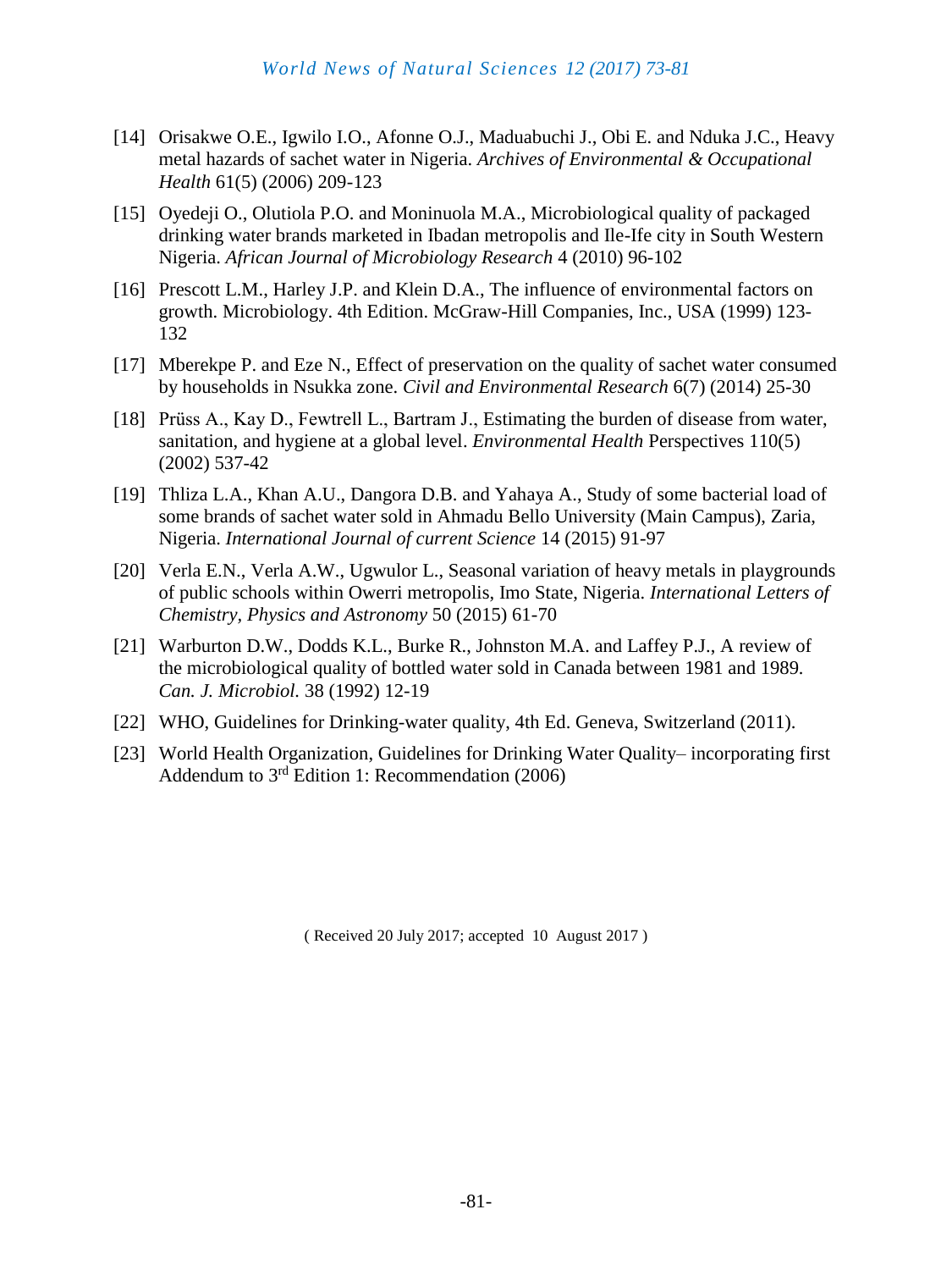[14] Orisakwe O.E., Igwilo I.O., Afonne O.J., Maduabuchi J., Obi E. and Nduka J.C., Heavy metal hazards of sachet water in Nigeria. *Archives of Environmental & Occupational Health* 61(5) (2006) 209-123

[15] Oyedeji O., Olutiola P.O. and Moninuola M.A., Microbiological quality of packaged drinking water brands marketed in Ibadan metropolis and Ile-Ife city in South Western Nigeria. *African Journal of Microbiology Research* 4 (2010) 96-102

[16] Prescott L.M., Harley J.P. and Klein D.A., The influence of environmental factors on growth. Microbiology. 4th Edition. McGraw-Hill Companies, Inc., USA (1999) 123-132

[17] Mberekpe P. and Eze N., Effect of preservation on the quality of sachet water consumed by households in Nsukka zone. *Civil and Environmental Research* 6(7) (2014) 25-30

[18] Prüss A., Kay D., Fewtrell L., Bartram J., Estimating the burden of disease from water, sanitation, and hygiene at a global level. *Environmental Health* Perspectives 110(5) (2002) 537-42

[19] Thliza L.A., Khan A.U., Dangora D.B. and Yahaya A., Study of some bacterial load of some brands of sachet water sold in Ahmadu Bello University (Main Campus), Zaria, Nigeria. *International Journal of current Science* 14 (2015) 91-97

[20] Verla E.N., Verla A.W., Ugwulor L., Seasonal variation of heavy metals in playgrounds of public schools within Owerri metropolis, Imo State, Nigeria. *International Letters of Chemistry, Physics and Astronomy* 50 (2015) 61-70

[21] Warburton D.W., Dodds K.L., Burke R., Johnston M.A. and Laffey P.J., A review of the microbiological quality of bottled water sold in Canada between 1981 and 1989. *Can. J. Microbiol.* 38 (1992) 12-19

[22] WHO, Guidelines for Drinking-water quality, 4th Ed. Geneva, Switzerland (2011).

[23] World Health Organization, Guidelines for Drinking Water Quality– incorporating first Addendum to 3rd Edition 1: Recommendation (2006)

( Received 20 July 2017; accepted 10 August 2017 )